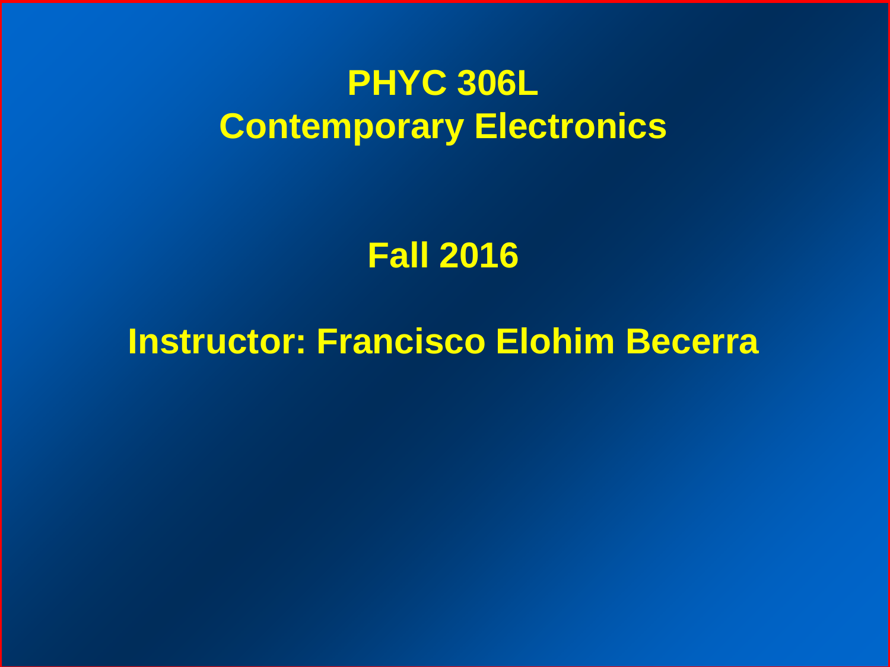# PHYC 306L
# Contemporary Electronics

## Fall 2016

## Instructor: Francisco Elohim Becerra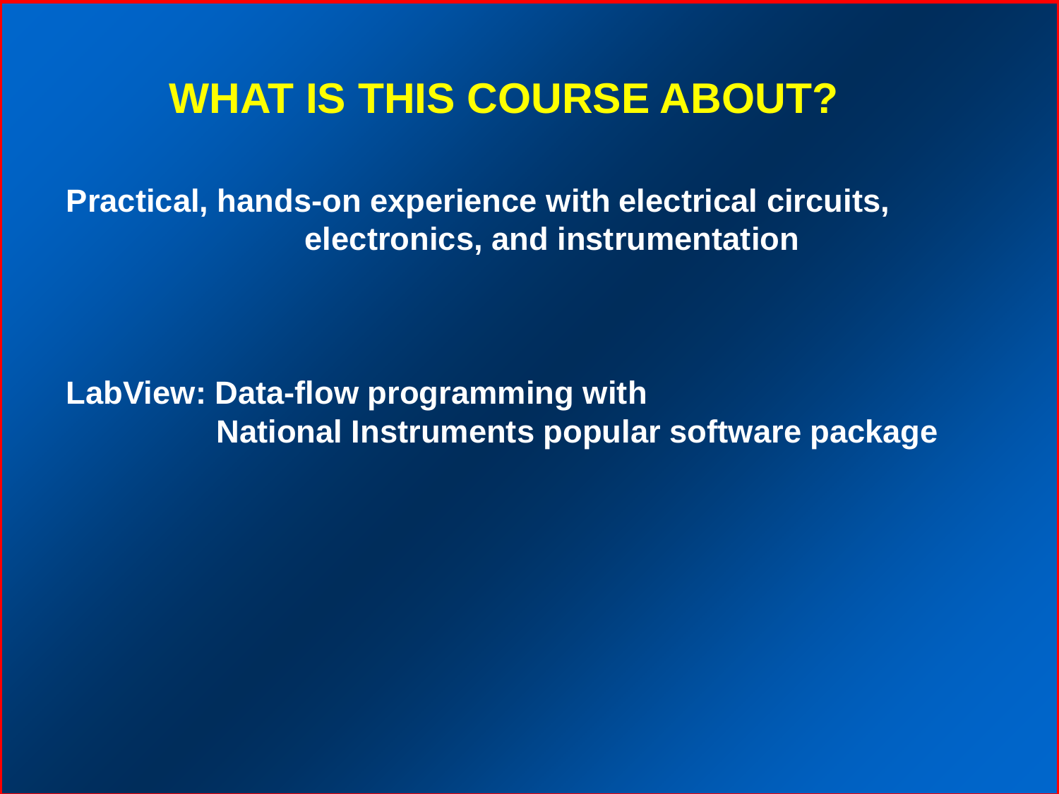# WHAT IS THIS COURSE ABOUT?

**Practical, hands-on experience with electrical circuits, electronics, and instrumentation**

**LabView: Data-flow programming with National Instruments popular software package**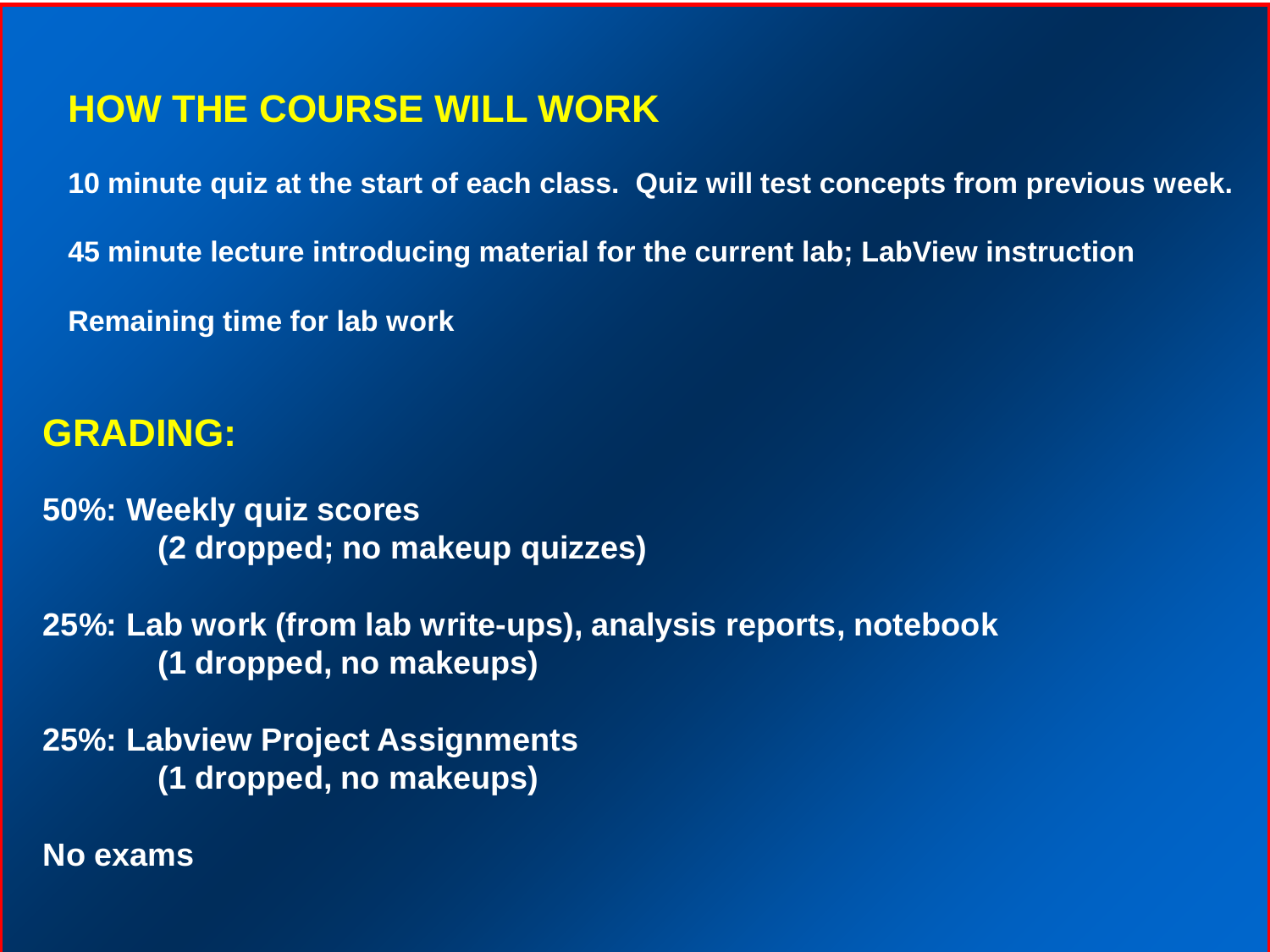## HOW THE COURSE WILL WORK

10 minute quiz at the start of each class. Quiz will test concepts from previous week.

45 minute lecture introducing material for the current lab; LabView instruction

Remaining time for lab work

## GRADING:

**50%: Weekly quiz scores**
**(2 dropped; no makeup quizzes)**

**25%: Lab work (from lab write-ups), analysis reports, notebook**
**(1 dropped, no makeups)**

**25%: Labview Project Assignments**
**(1 dropped, no makeups)**

**No exams**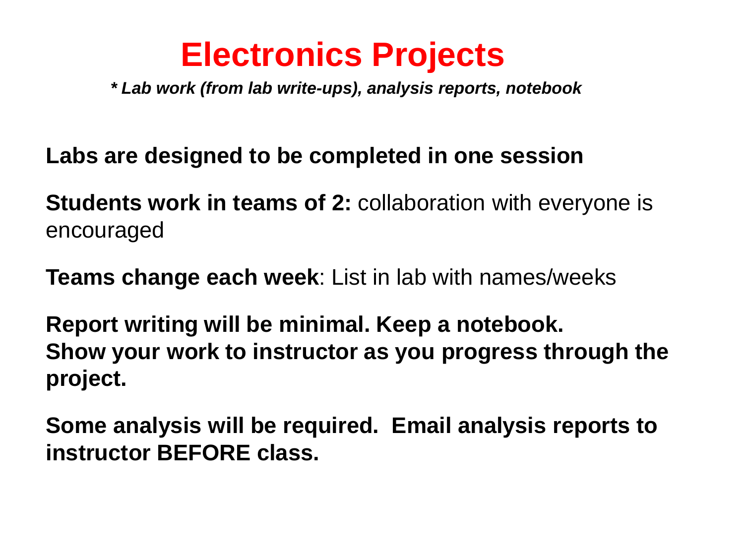# Electronics Projects

***Lab work (from lab write-ups), analysis reports, notebook***

**Labs are designed to be completed in one session**

**Students work in teams of 2:** collaboration with everyone is encouraged

**Teams change each week**: List in lab with names/weeks

**Report writing will be minimal. Keep a notebook.**
**Show your work to instructor as you progress through the project.**

**Some analysis will be required. Email analysis reports to instructor BEFORE class.**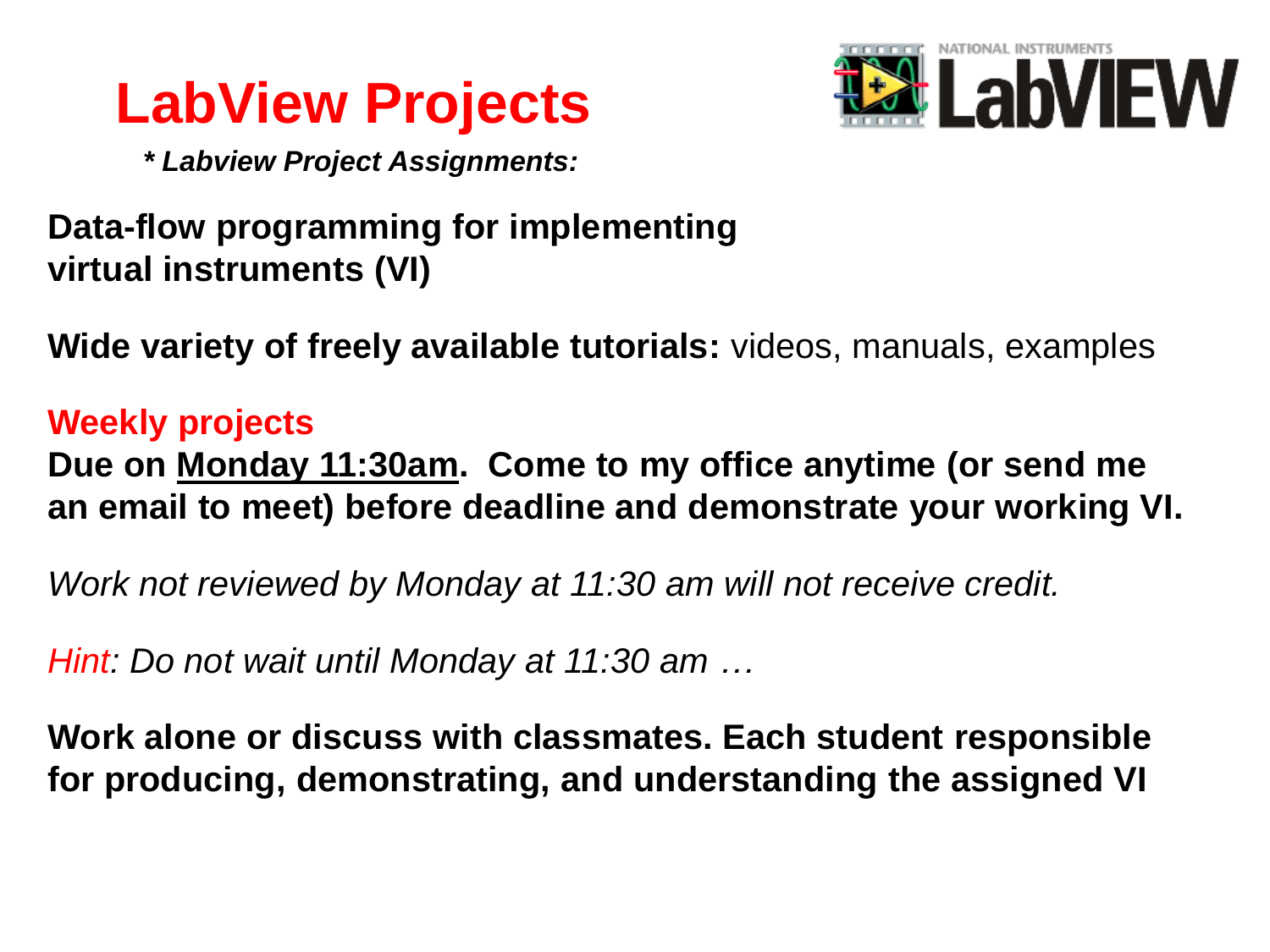# LabView Projects

***\* Labview Project Assignments:***

**Data-flow programming for implementing virtual instruments (VI)**

**Wide variety of freely available tutorials:** videos, manuals, examples

**Weekly projects**

**Due on <u>Monday 11:30am</u>. Come to my office anytime (or send me an email to meet) before deadline and demonstrate your working VI.**

*Work not reviewed by Monday at 11:30 am will not receive credit.*

*Hint: Do not wait until Monday at 11:30 am …*

**Work alone or discuss with classmates. Each student responsible for producing, demonstrating, and understanding the assigned VI**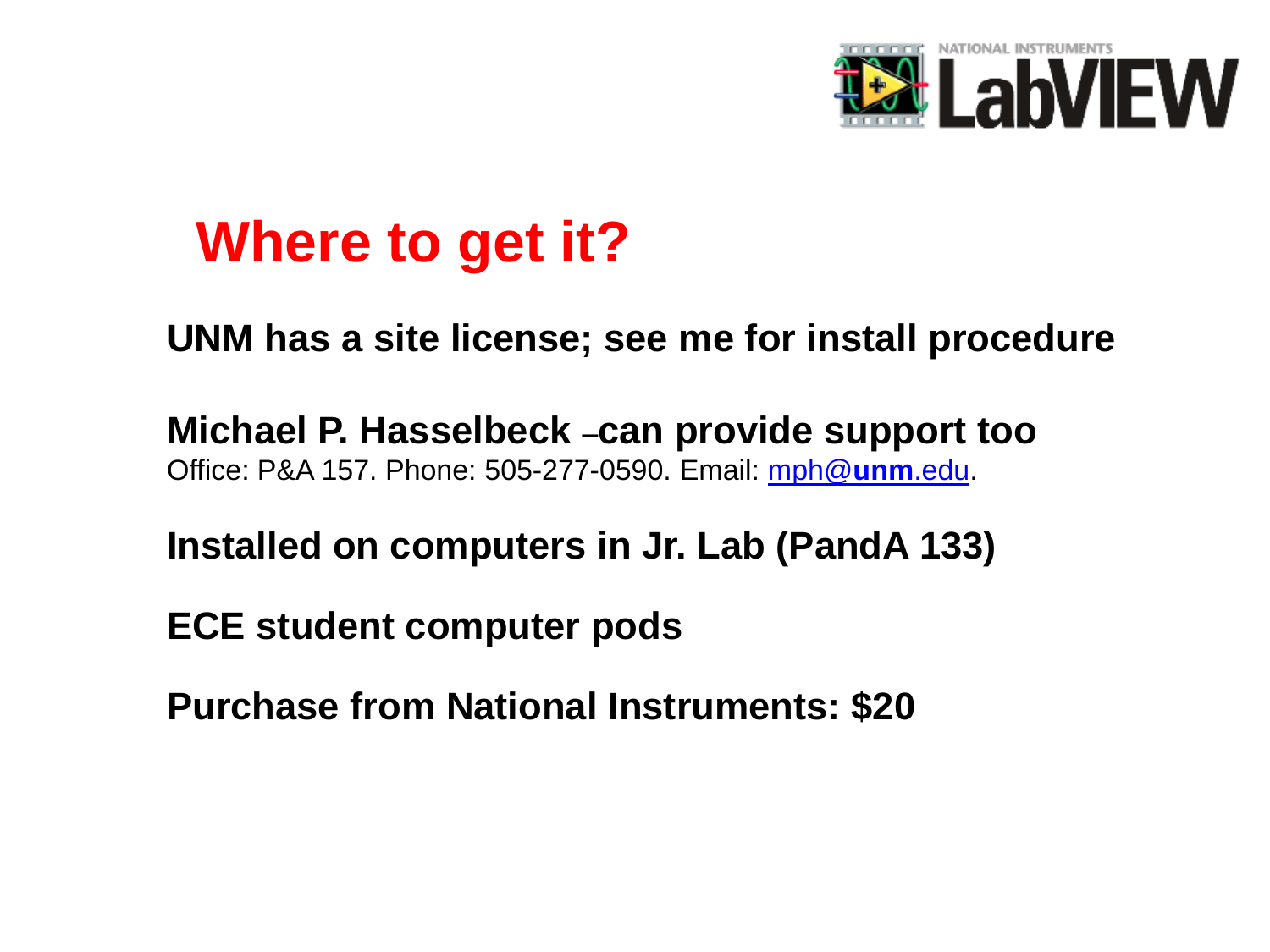# Where to get it?

**UNM has a site license; see me for install procedure**

**Michael P. Hasselbeck –can provide support too**
Office: P&A 157. Phone: 505-277-0590. Email: mph@**unm**.edu.

**Installed on computers in Jr. Lab (PandA 133)**

**ECE student computer pods**

**Purchase from National Instruments: $20**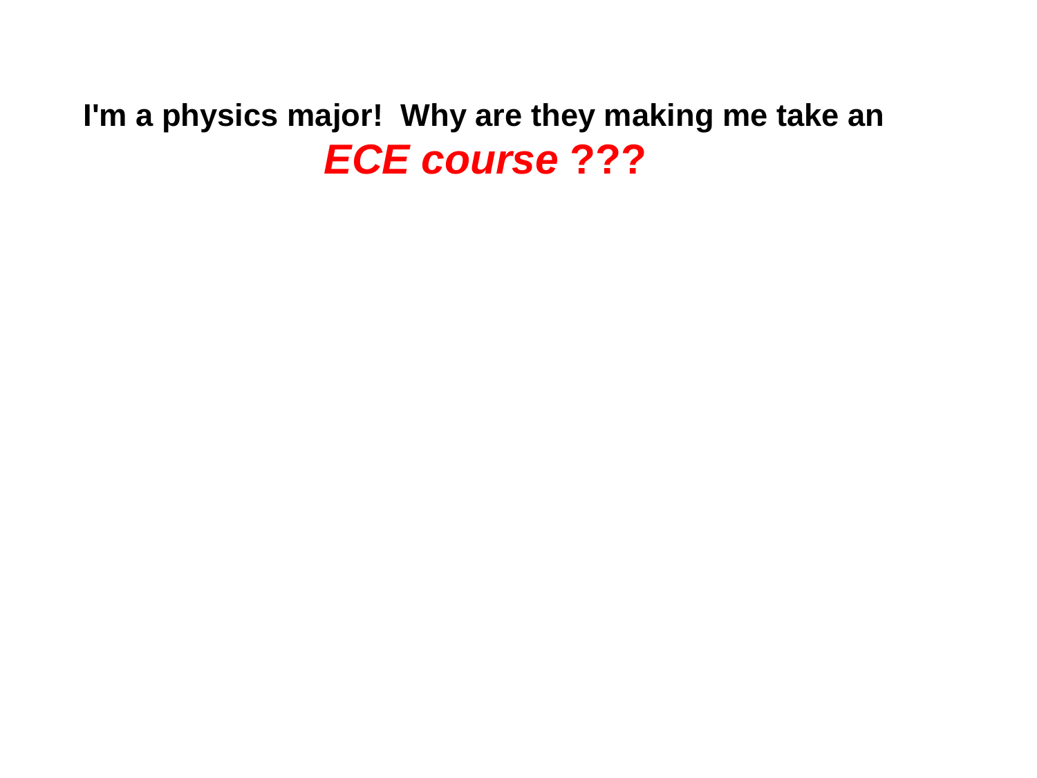**I'm a physics major! Why are they making me take an**

***ECE course ???***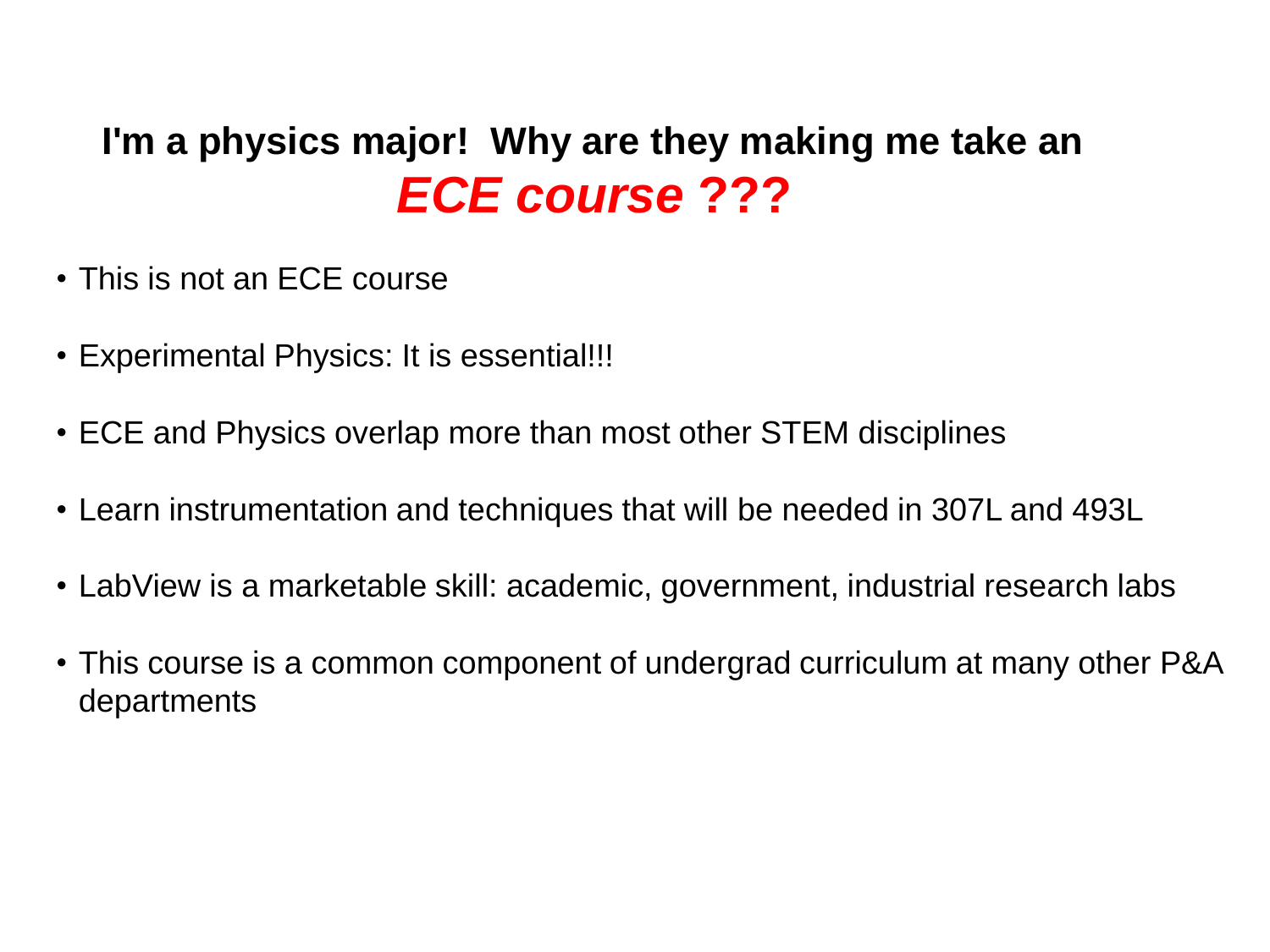## I'm a physics major! Why are they making me take an ***ECE course ???***

- This is not an ECE course
- Experimental Physics: It is essential!!!
- ECE and Physics overlap more than most other STEM disciplines
- Learn instrumentation and techniques that will be needed in 307L and 493L
- LabView is a marketable skill: academic, government, industrial research labs
- This course is a common component of undergrad curriculum at many other P&A departments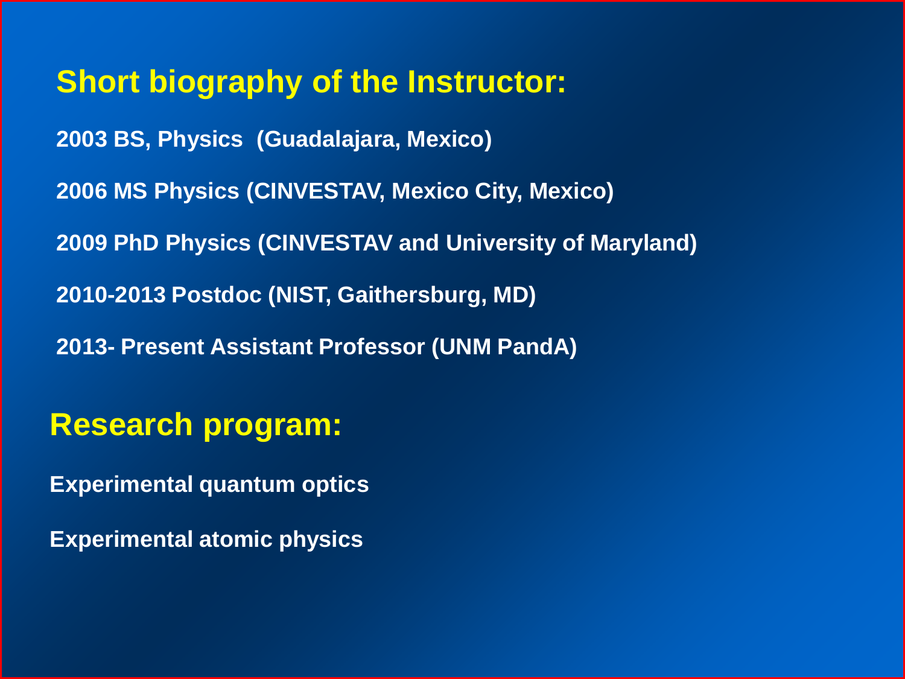## Short biography of the Instructor:

**2003 BS, Physics (Guadalajara, Mexico)**

**2006 MS Physics (CINVESTAV, Mexico City, Mexico)**

**2009 PhD Physics (CINVESTAV and University of Maryland)**

**2010-2013 Postdoc (NIST, Gaithersburg, MD)**

**2013- Present Assistant Professor (UNM PandA)**

## Research program:

**Experimental quantum optics**

**Experimental atomic physics**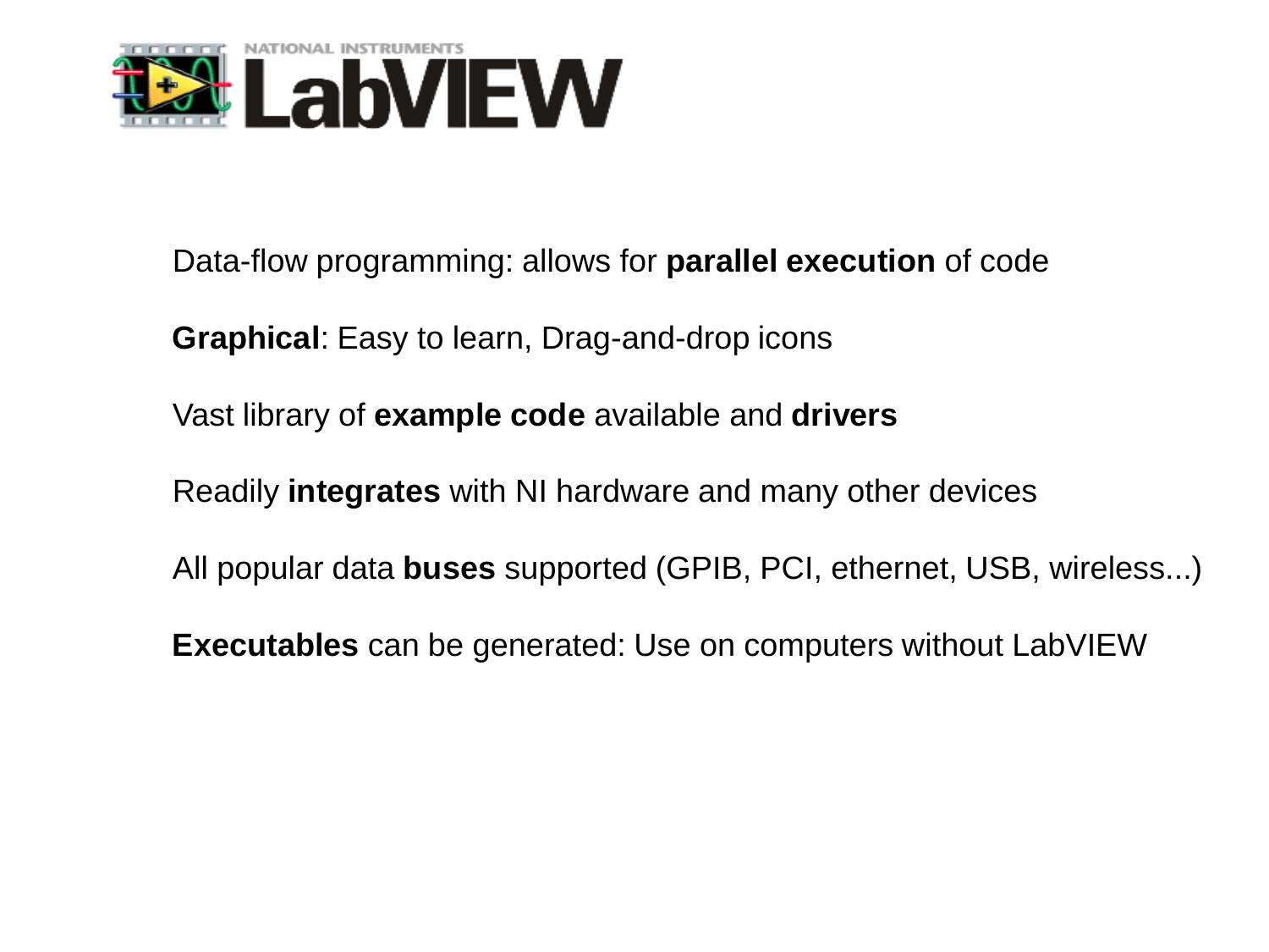# NATIONAL INSTRUMENTS LabVIEW

Data-flow programming: allows for **parallel execution** of code

**Graphical**: Easy to learn, Drag-and-drop icons

Vast library of **example code** available and **drivers**

Readily **integrates** with NI hardware and many other devices

All popular data **buses** supported (GPIB, PCI, ethernet, USB, wireless...)

**Executables** can be generated: Use on computers without LabVIEW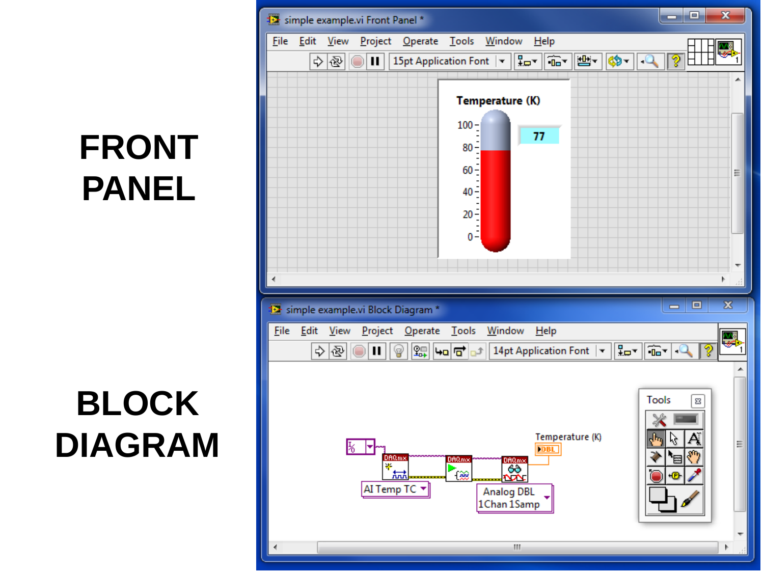# FRONT PANEL

# BLOCK DIAGRAM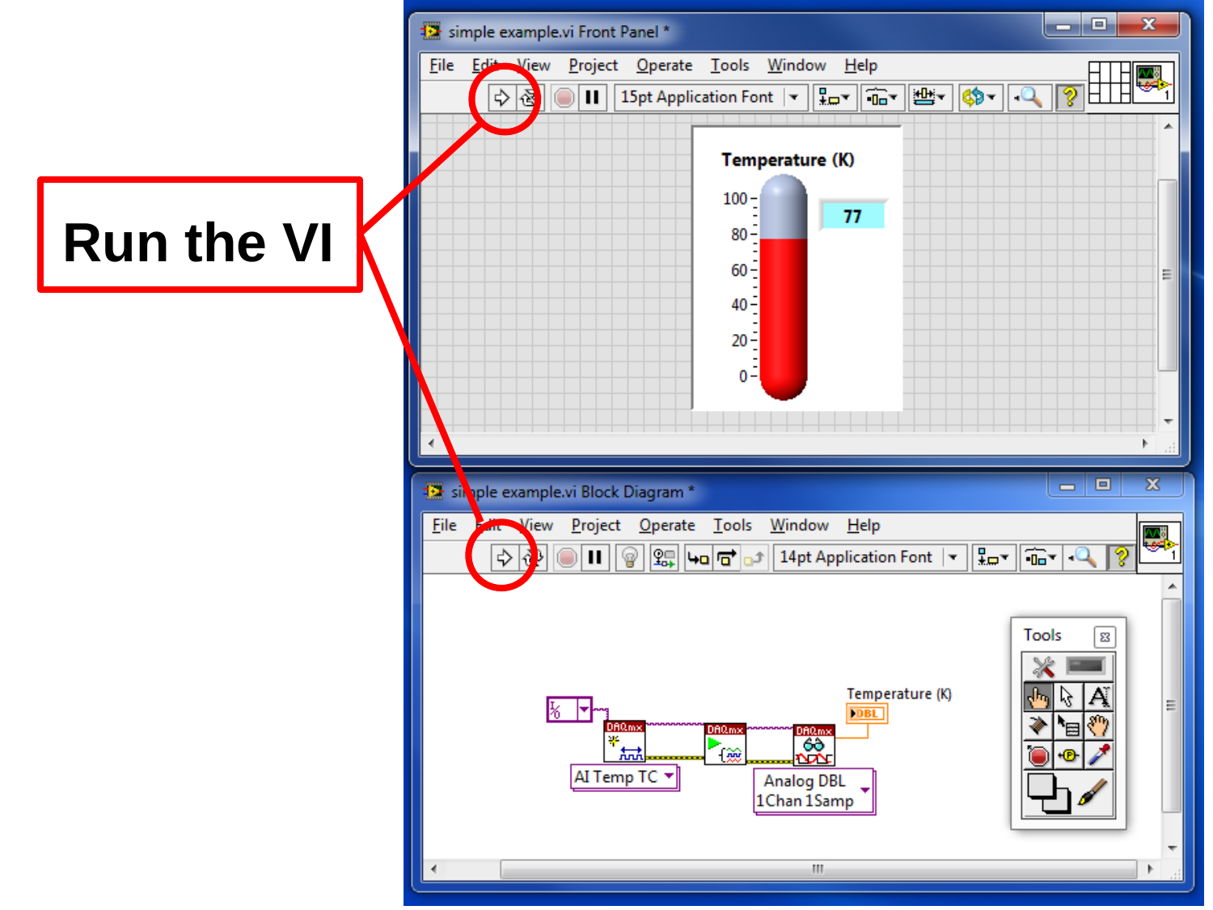# Run the VI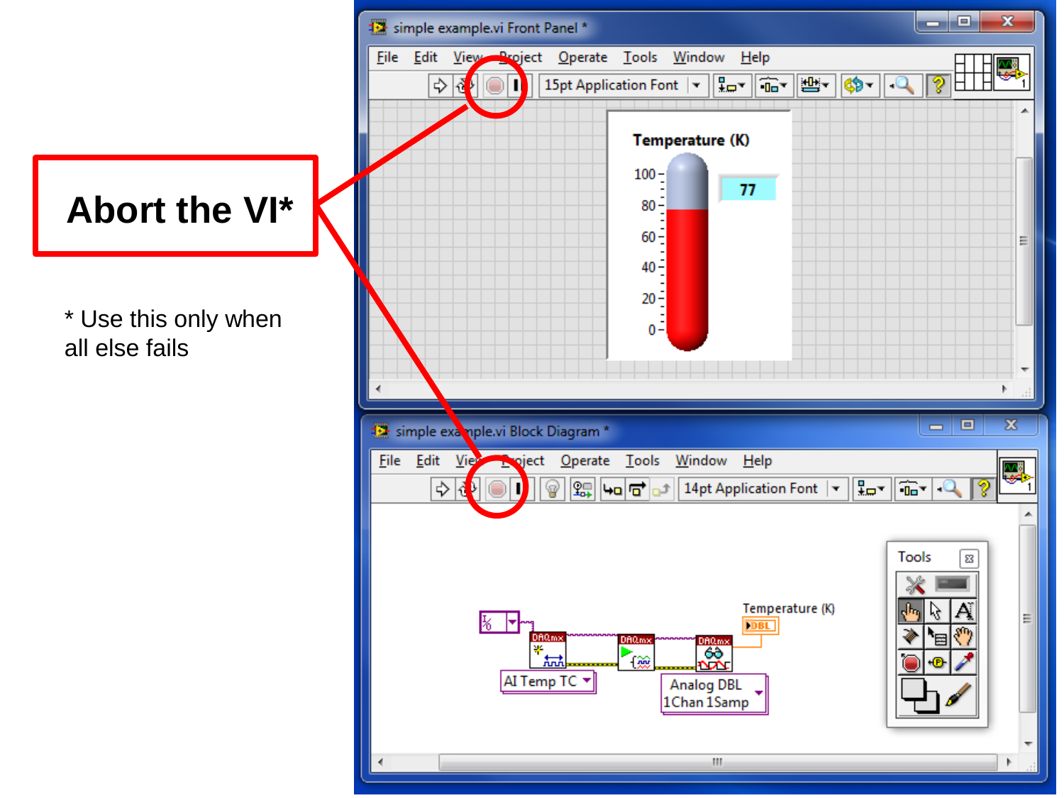**Abort the VI***

\* Use this only when all else fails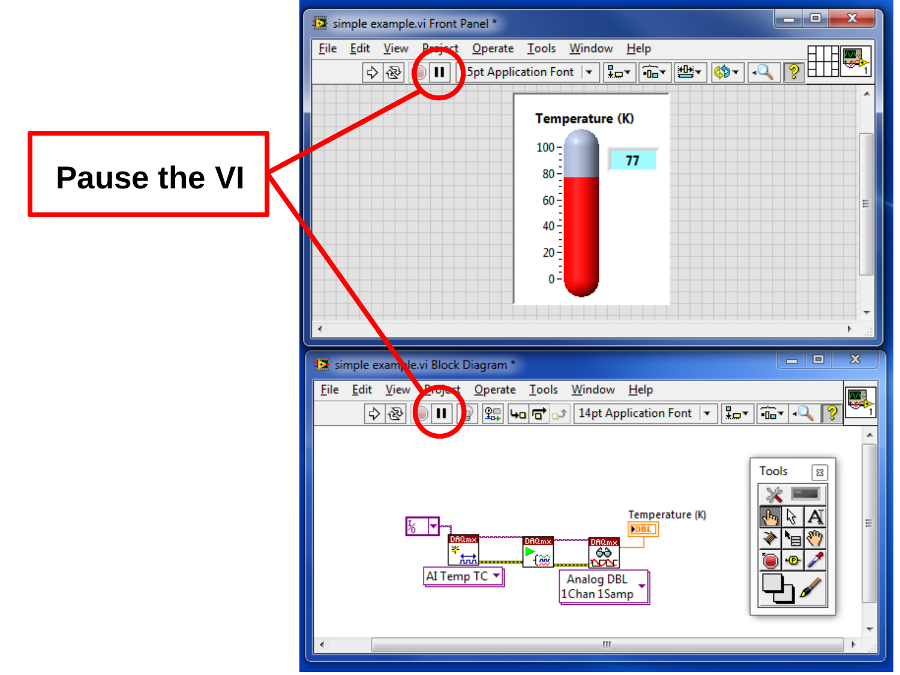Pause the VI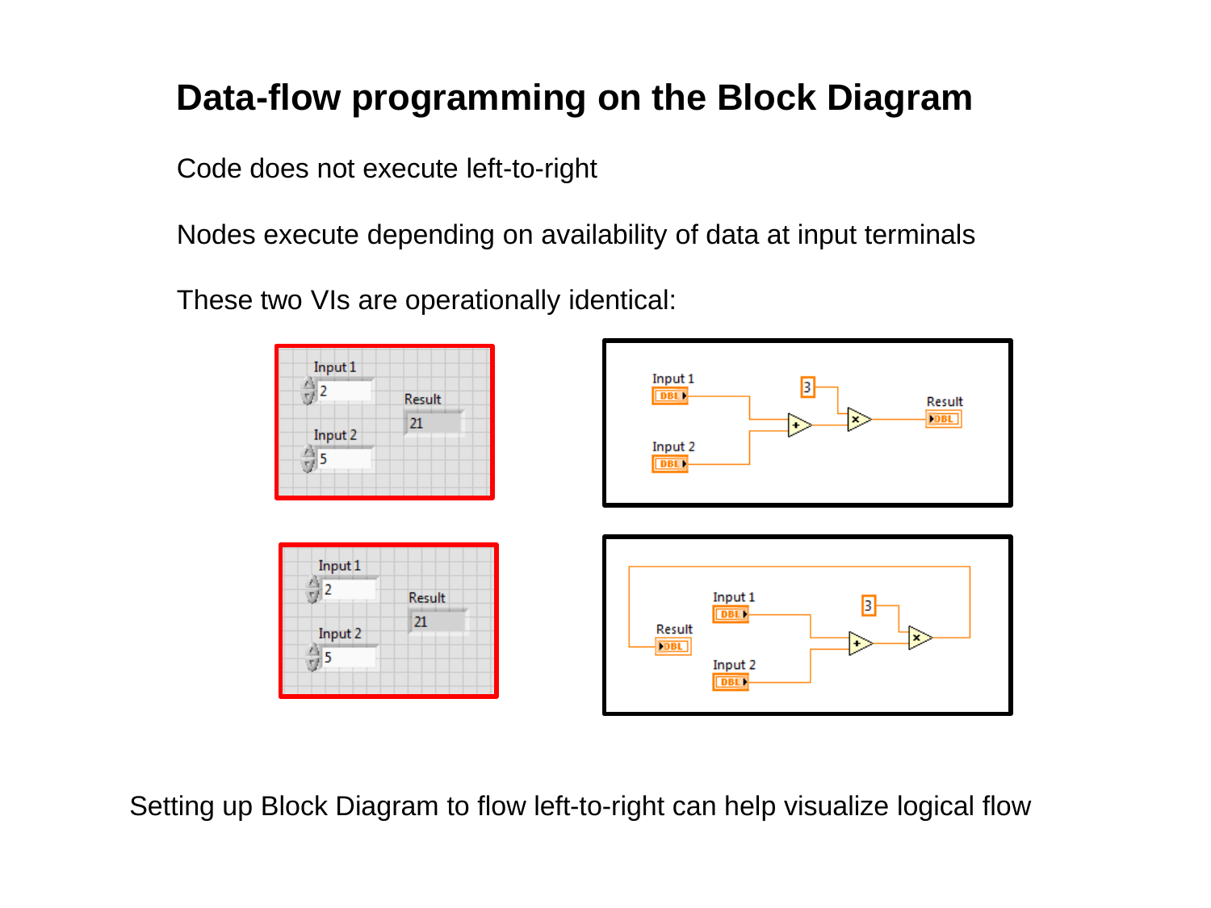# Data-flow programming on the Block Diagram

Code does not execute left-to-right

Nodes execute depending on availability of data at input terminals

These two VIs are operationally identical:

Setting up Block Diagram to flow left-to-right can help visualize logical flow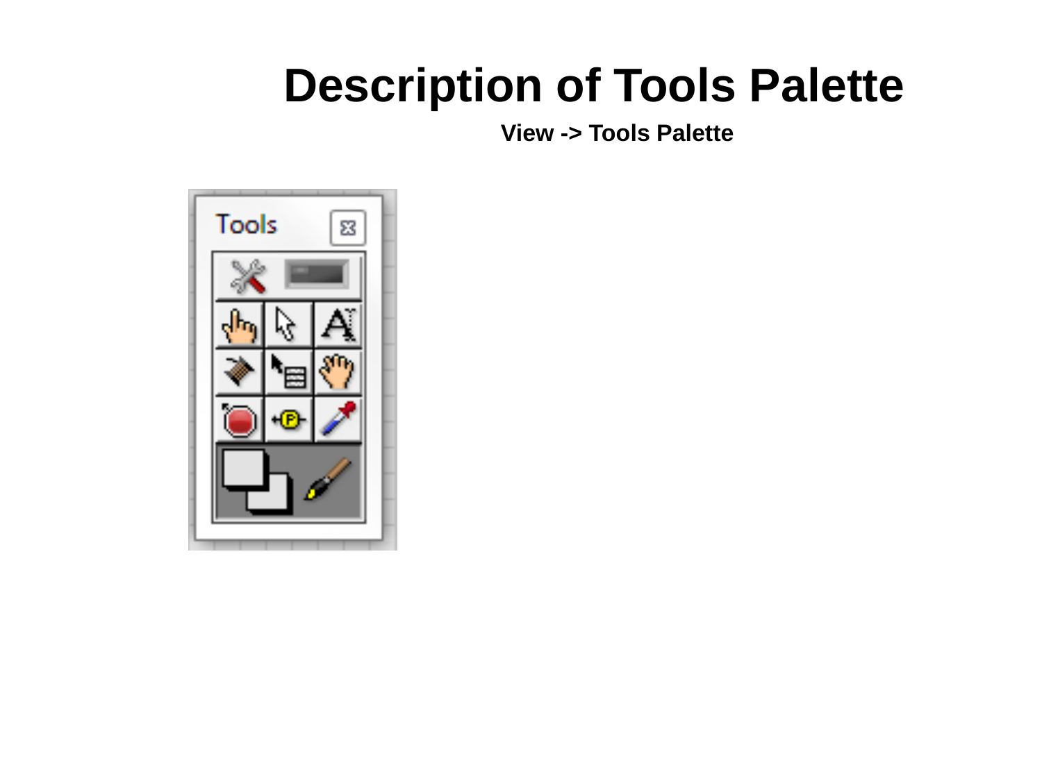# Description of Tools Palette

**View -> Tools Palette**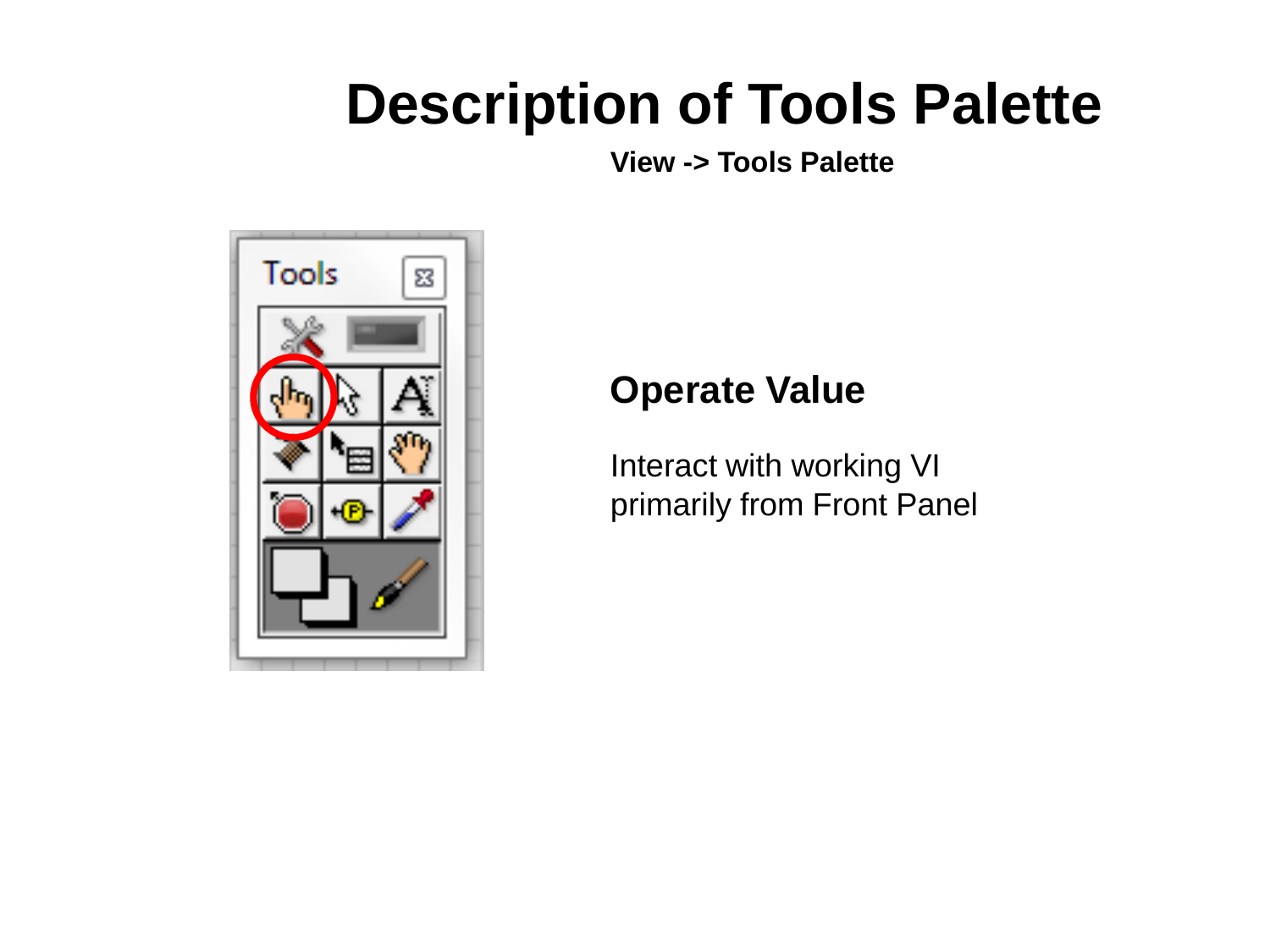# Description of Tools Palette

**View -> Tools Palette**

## Operate Value

Interact with working VI primarily from Front Panel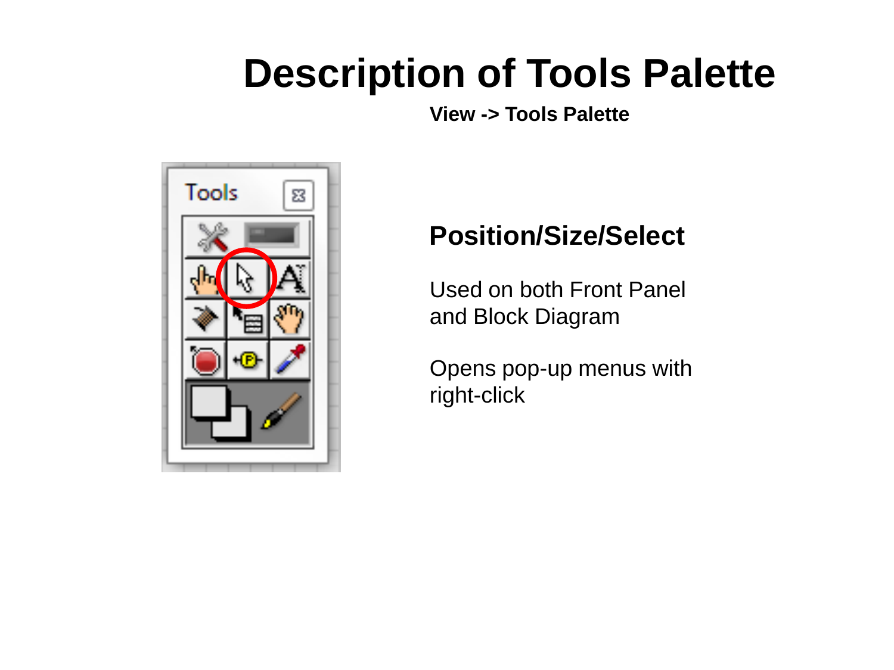# Description of Tools Palette

**View -> Tools Palette**

## Position/Size/Select

Used on both Front Panel and Block Diagram

Opens pop-up menus with right-click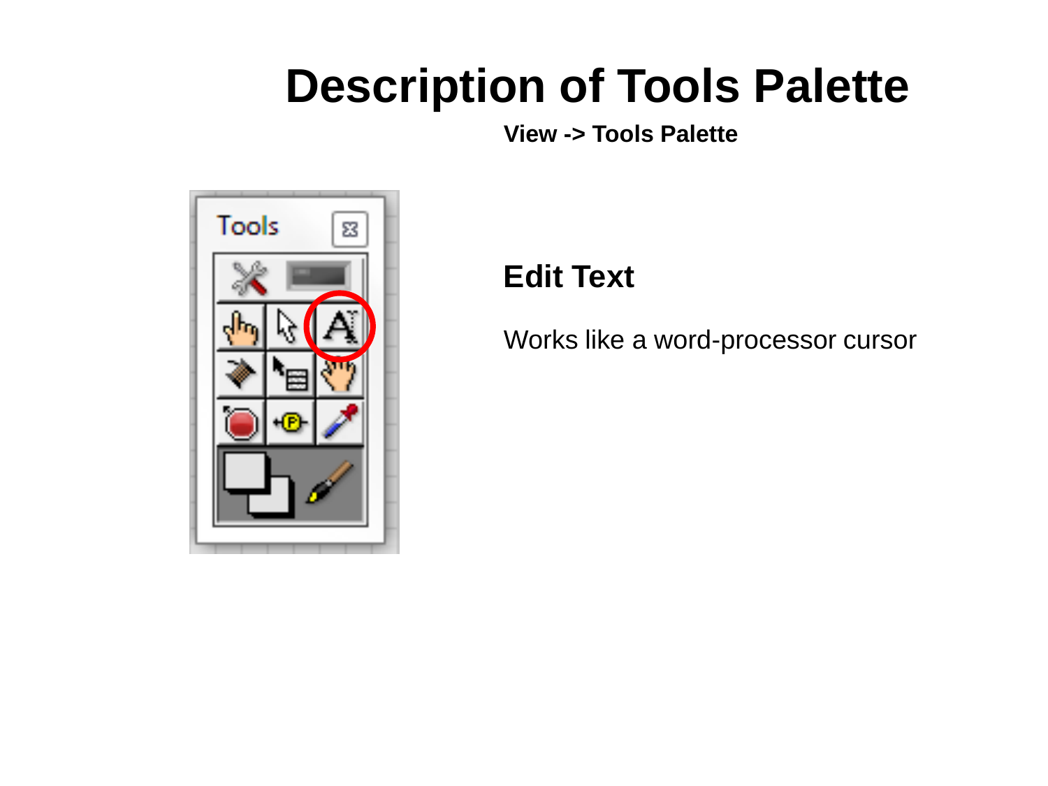# Description of Tools Palette

**View -> Tools Palette**

## Edit Text

Works like a word-processor cursor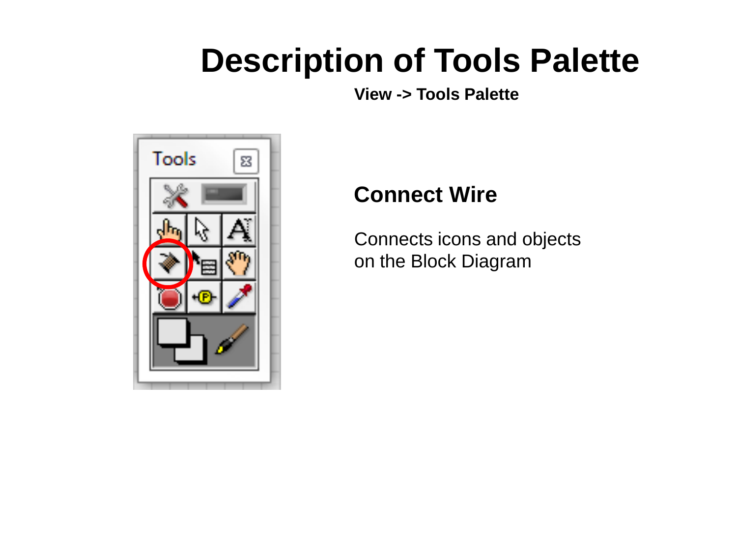# Description of Tools Palette

**View -> Tools Palette**

## Connect Wire

Connects icons and objects on the Block Diagram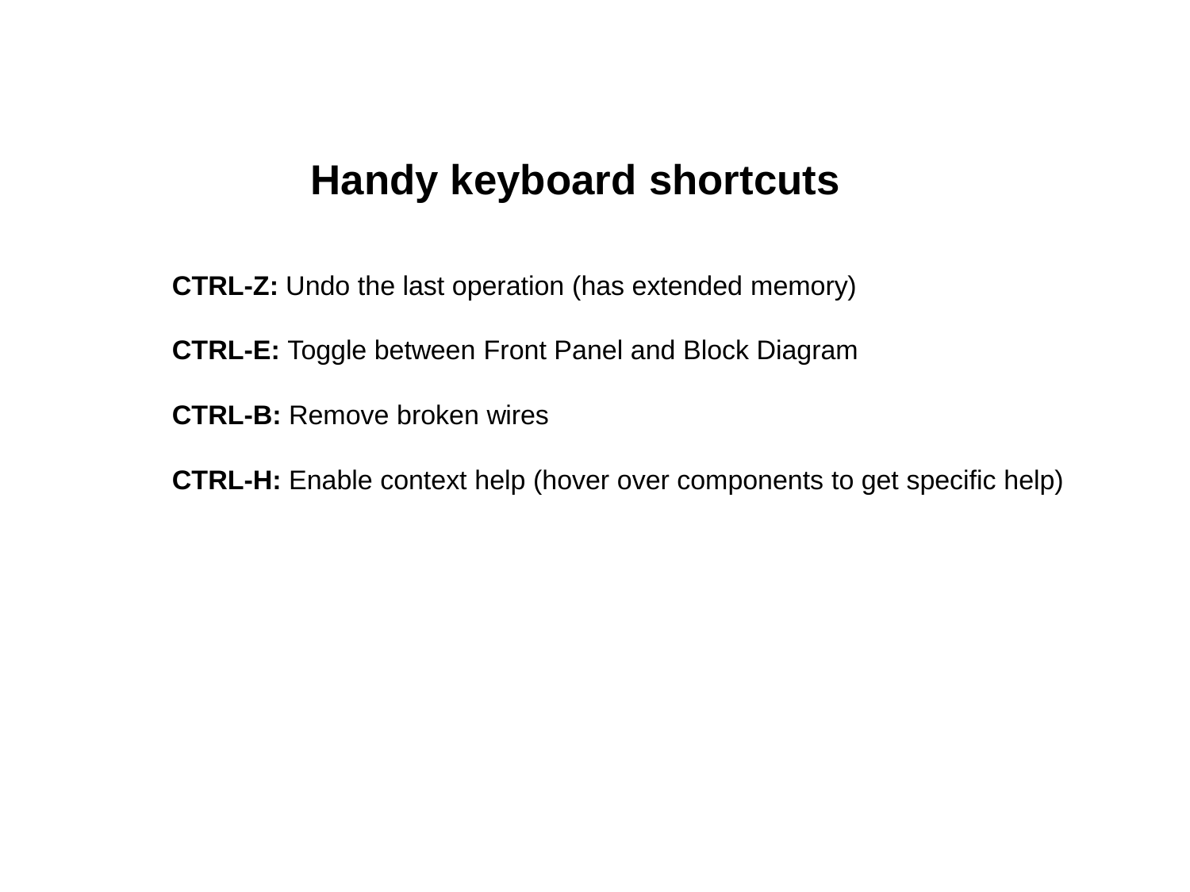# Handy keyboard shortcuts

**CTRL-Z:** Undo the last operation (has extended memory)

**CTRL-E:** Toggle between Front Panel and Block Diagram

**CTRL-B:** Remove broken wires

**CTRL-H:** Enable context help (hover over components to get specific help)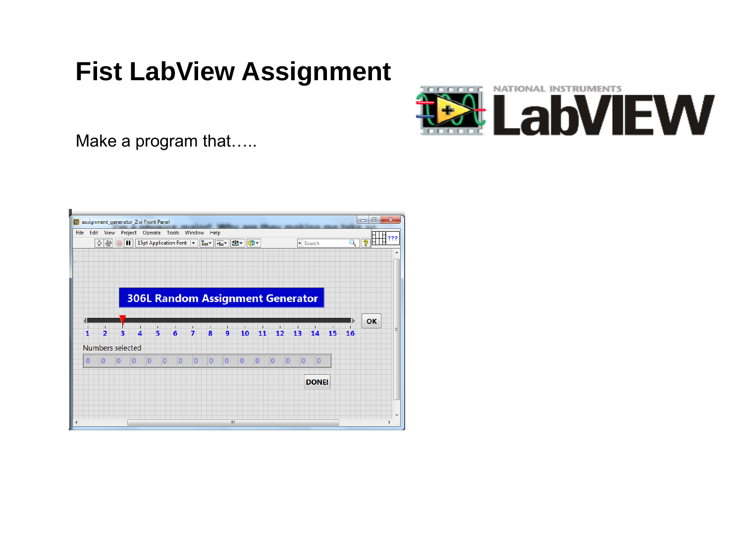# Fist LabView Assignment

Make a program that…..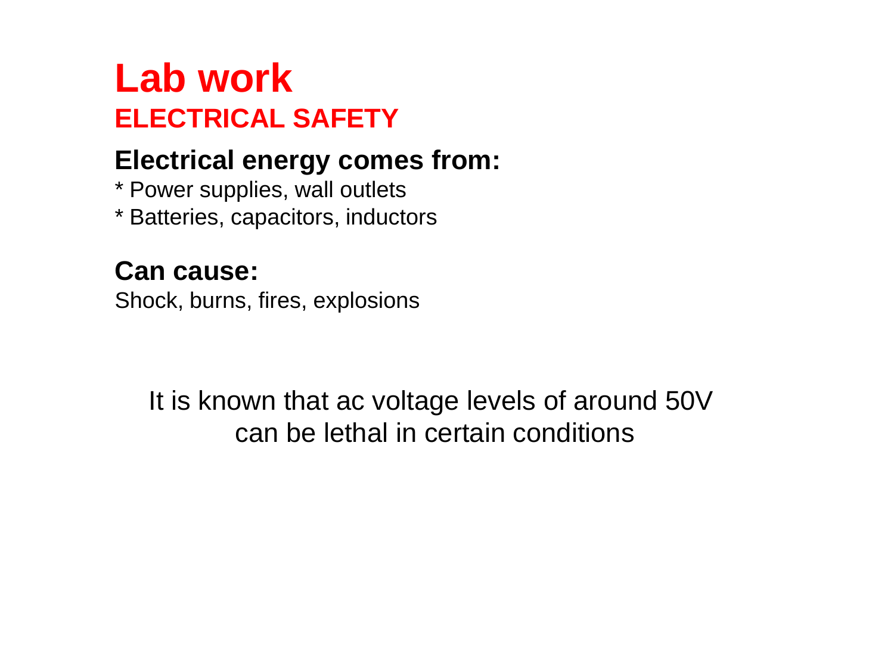# Lab work

## ELECTRICAL SAFETY

### Electrical energy comes from:

* Power supplies, wall outlets
* Batteries, capacitors, inductors

### Can cause:

Shock, burns, fires, explosions

It is known that ac voltage levels of around 50V can be lethal in certain conditions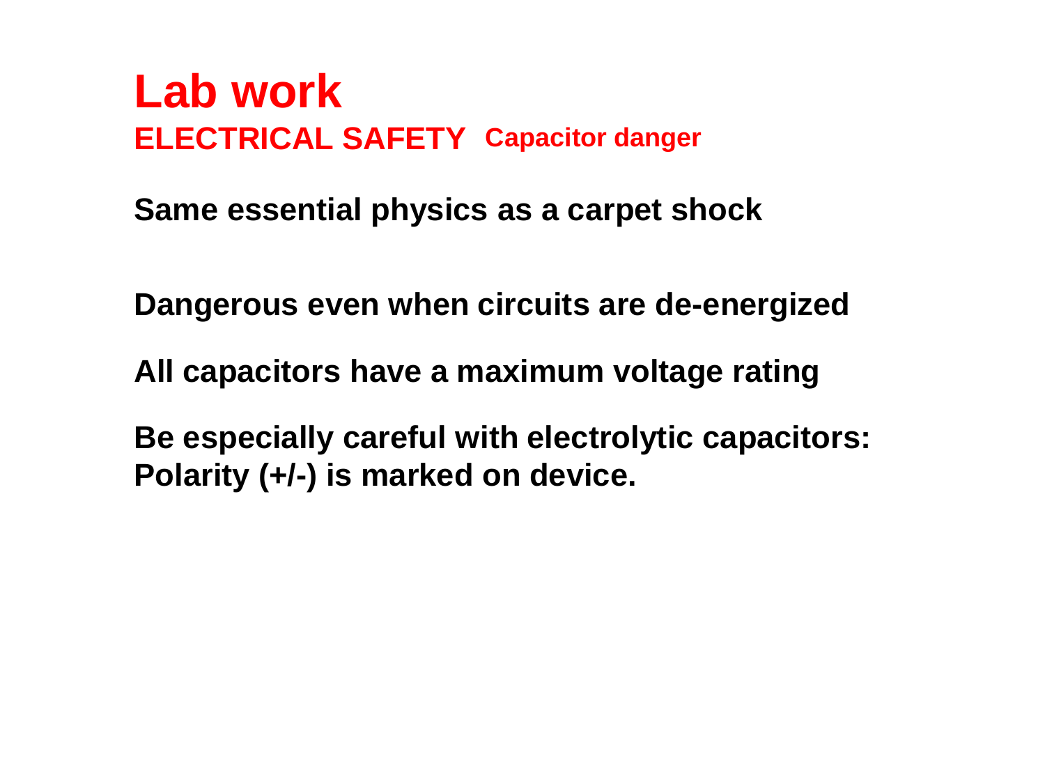# Lab work

## ELECTRICAL SAFETY Capacitor danger

**Same essential physics as a carpet shock**

**Dangerous even when circuits are de-energized**

**All capacitors have a maximum voltage rating**

**Be especially careful with electrolytic capacitors:**
**Polarity (+/-) is marked on device.**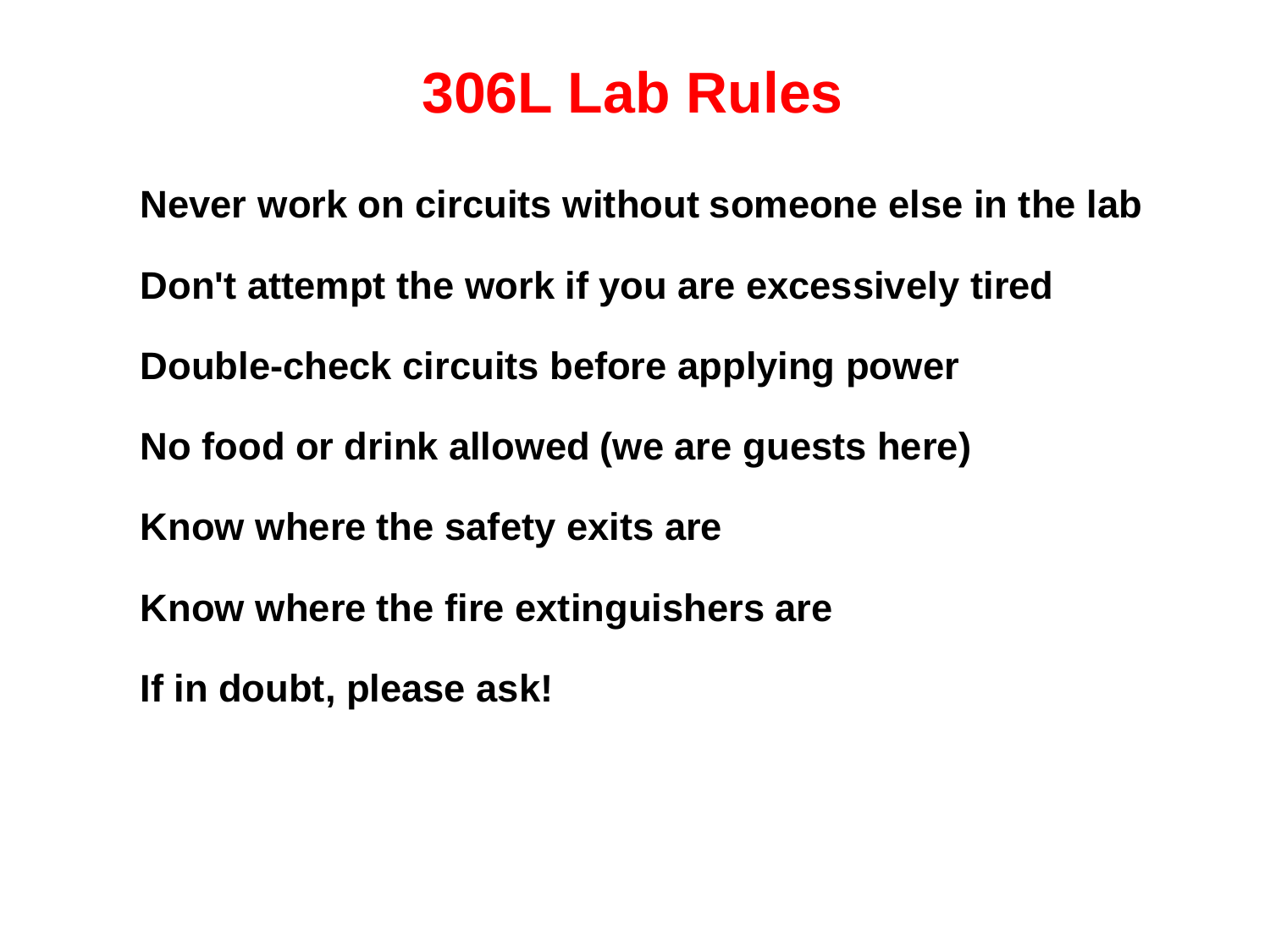# 306L Lab Rules

**Never work on circuits without someone else in the lab**

**Don't attempt the work if you are excessively tired**

**Double-check circuits before applying power**

**No food or drink allowed (we are guests here)**

**Know where the safety exits are**

**Know where the fire extinguishers are**

**If in doubt, please ask!**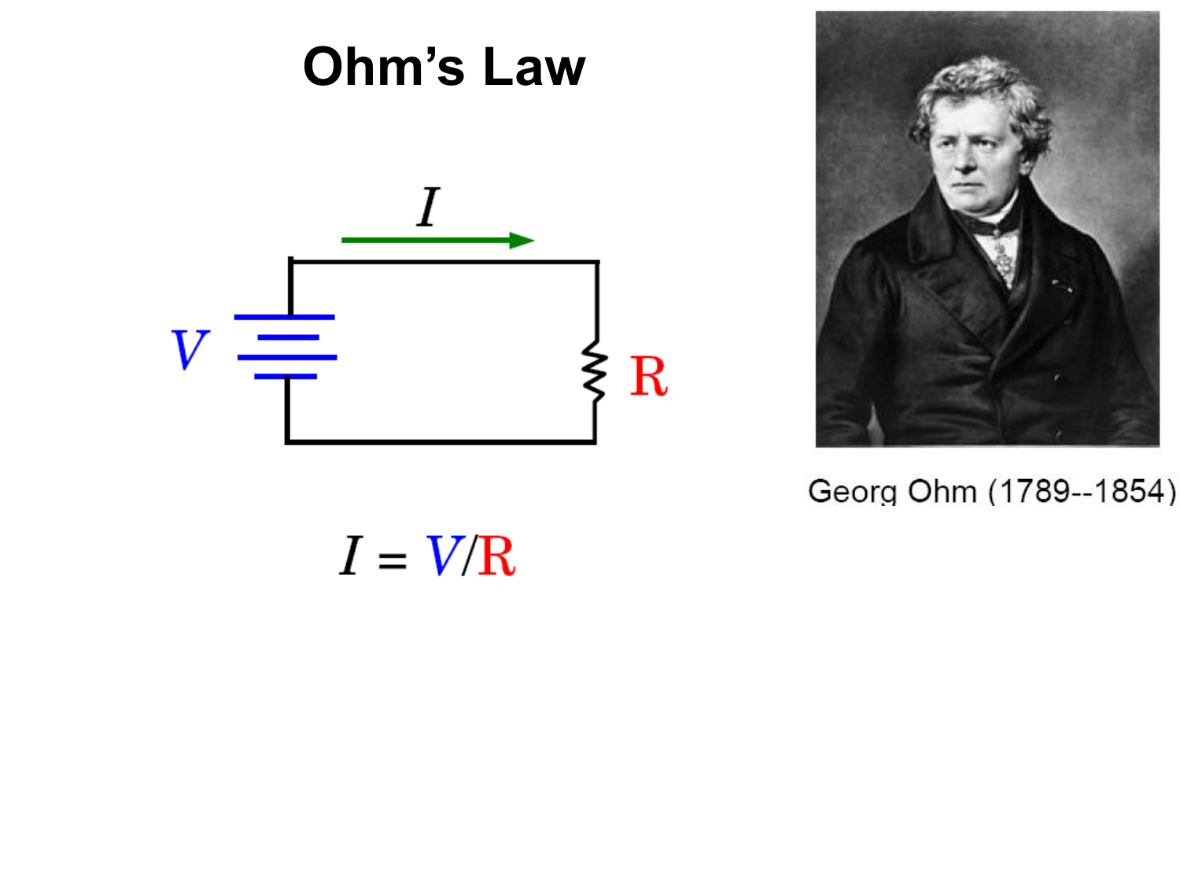# Ohm's Law

$$I = V/R$$

Georg Ohm (1789--1854)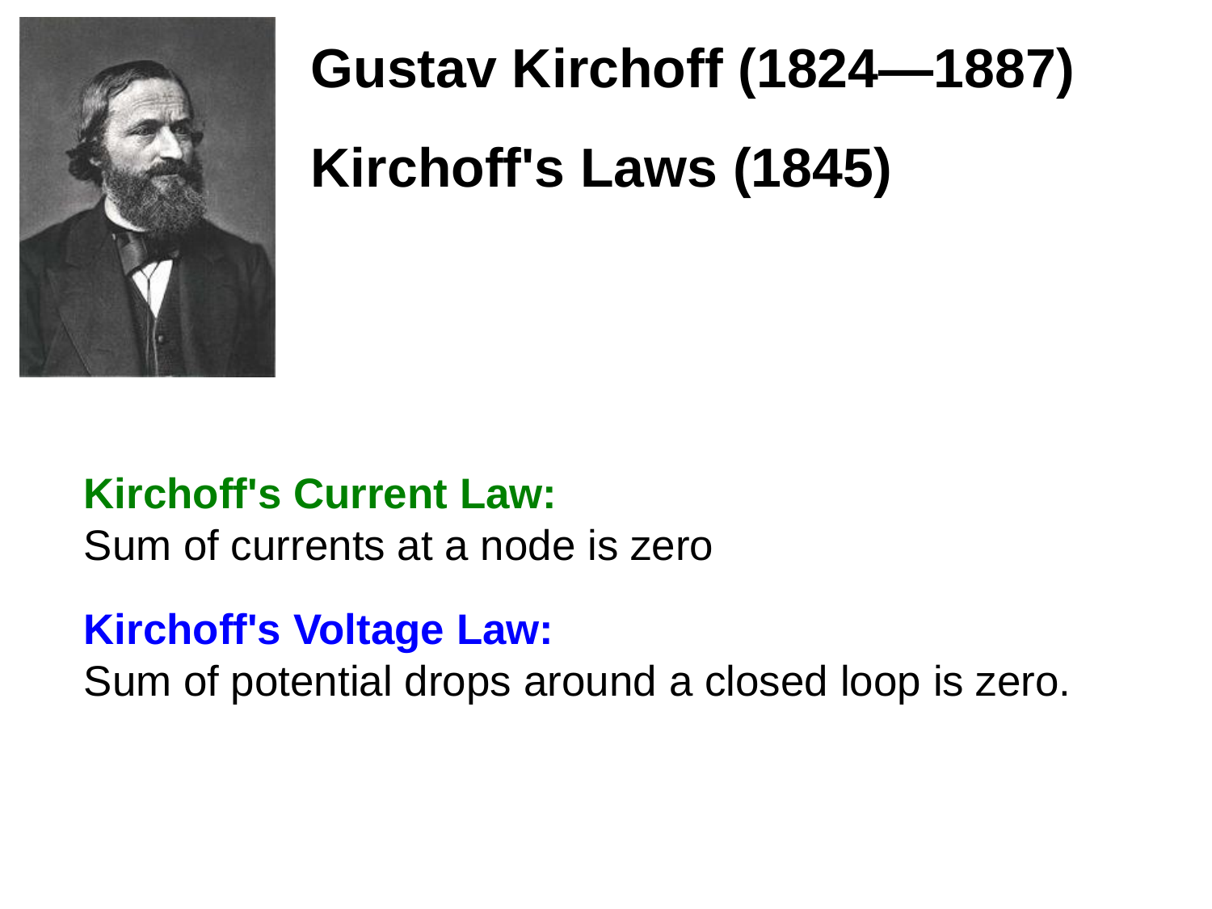# Gustav Kirchoff (1824—1887)

# Kirchoff's Laws (1845)

**Kirchoff's Current Law:**
Sum of currents at a node is zero

**Kirchoff's Voltage Law:**
Sum of potential drops around a closed loop is zero.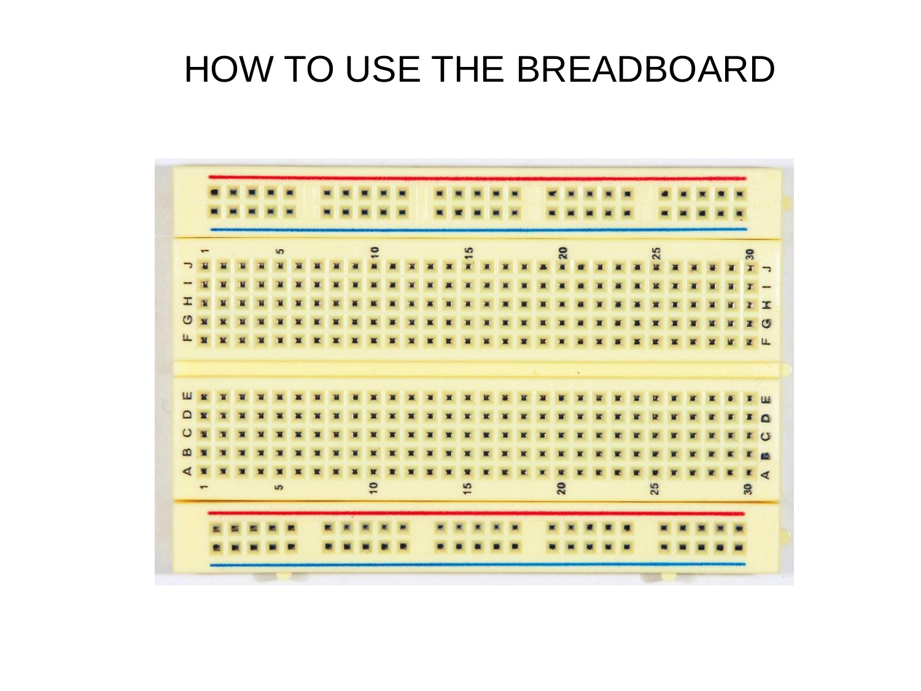# HOW TO USE THE BREADBOARD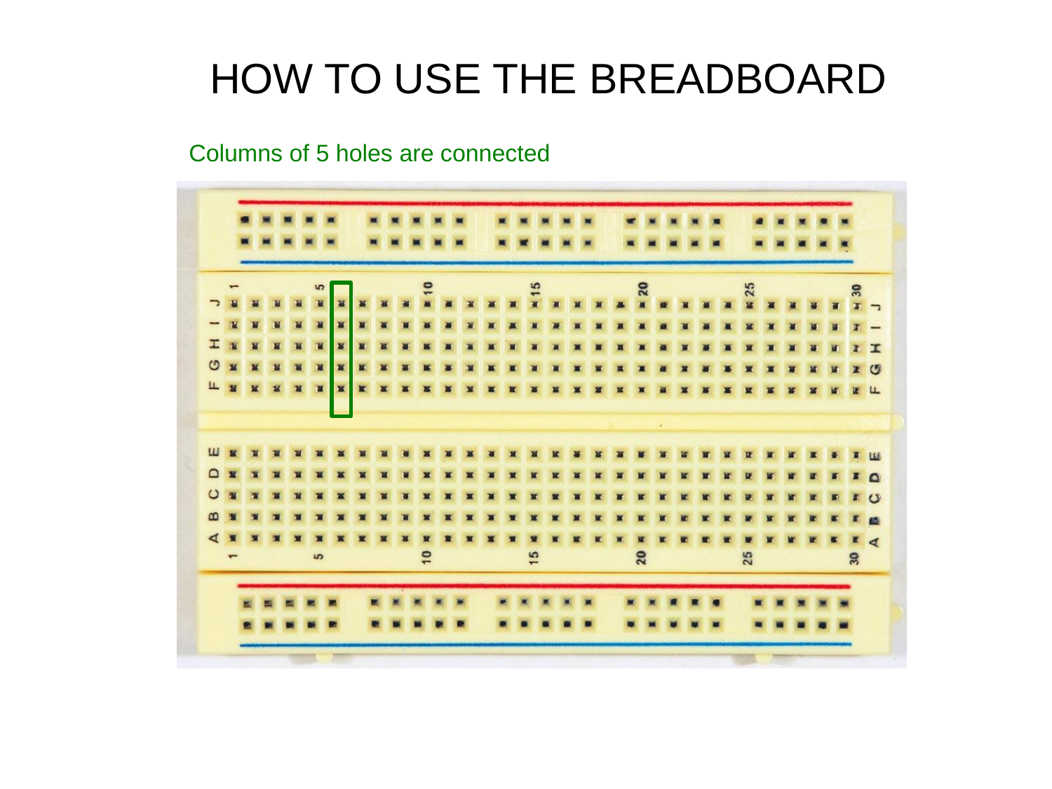# HOW TO USE THE BREADBOARD

Columns of 5 holes are connected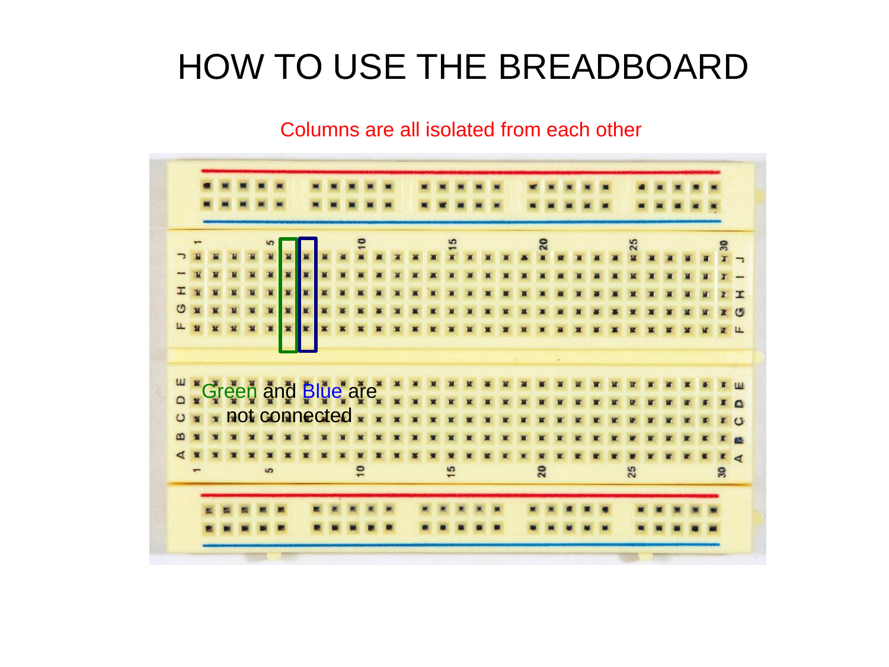# HOW TO USE THE BREADBOARD

Columns are all isolated from each other

Green and Blue are not connected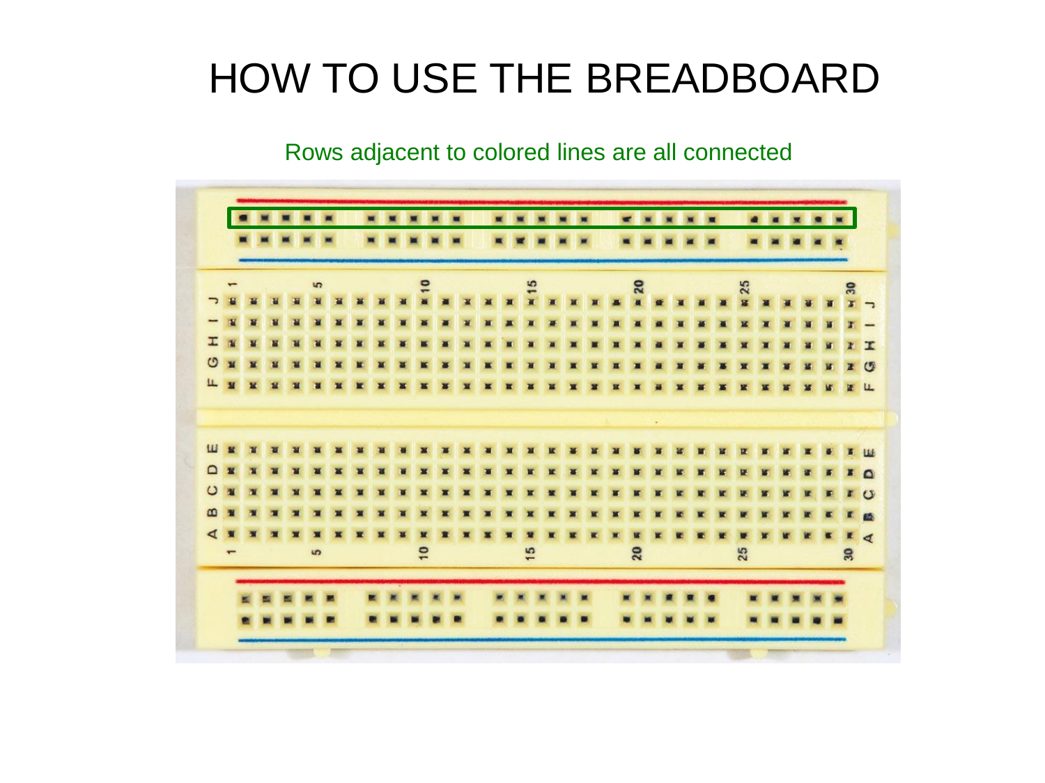# HOW TO USE THE BREADBOARD

Rows adjacent to colored lines are all connected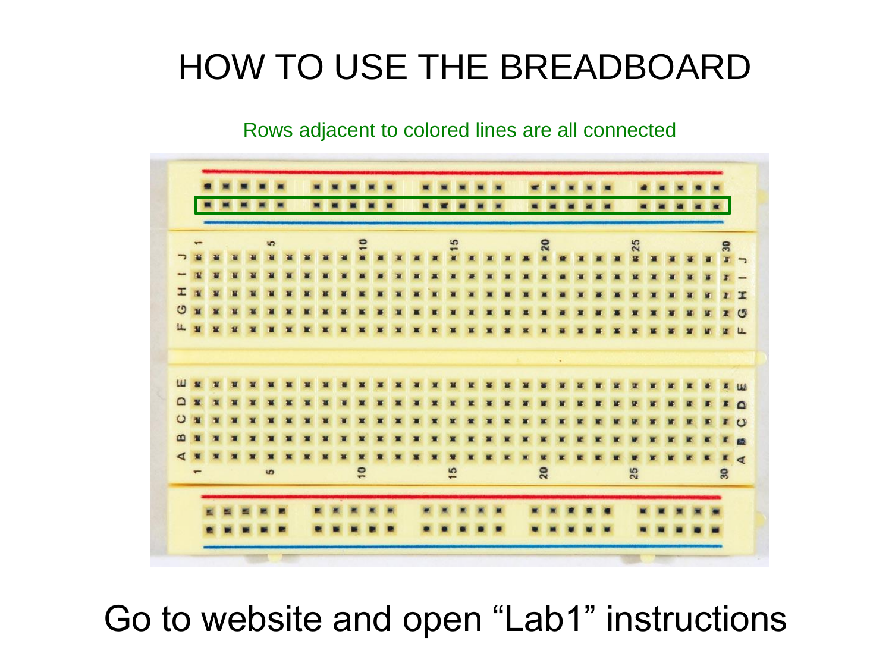# HOW TO USE THE BREADBOARD

Rows adjacent to colored lines are all connected

Go to website and open “Lab1” instructions